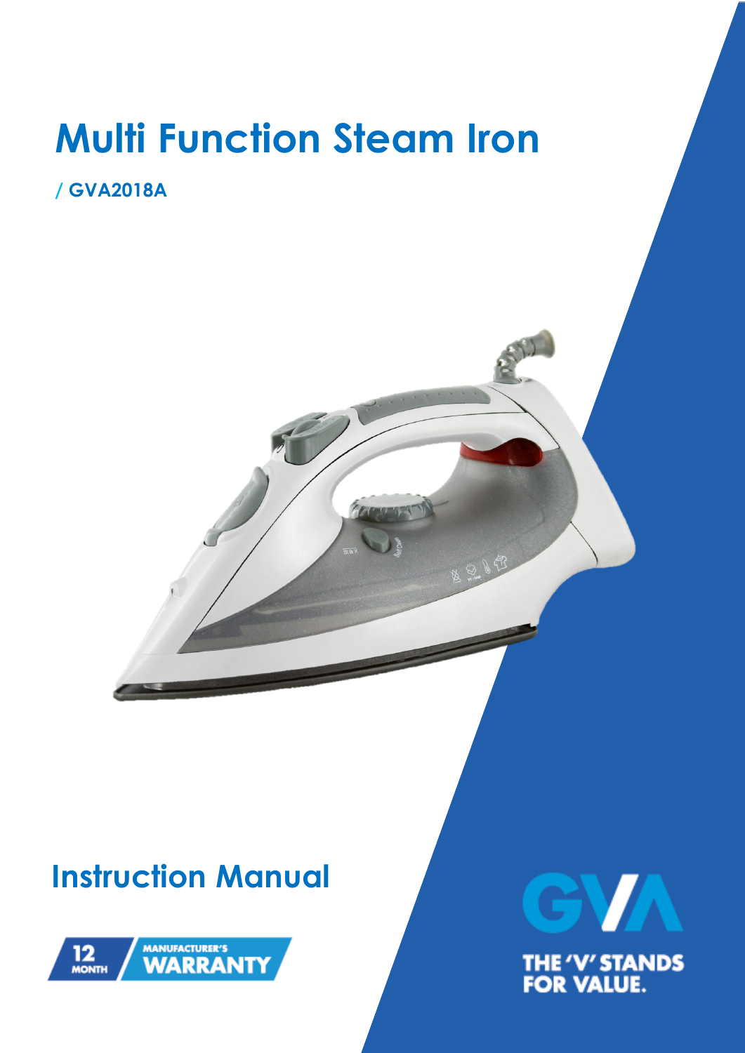# Multi Function Steam Iron

/ GVA2018A

## Instruction Manual

12 MONTH MANUFACTURER'S WARRANTY

GVA

THE 'V' STANDS FOR VALUE.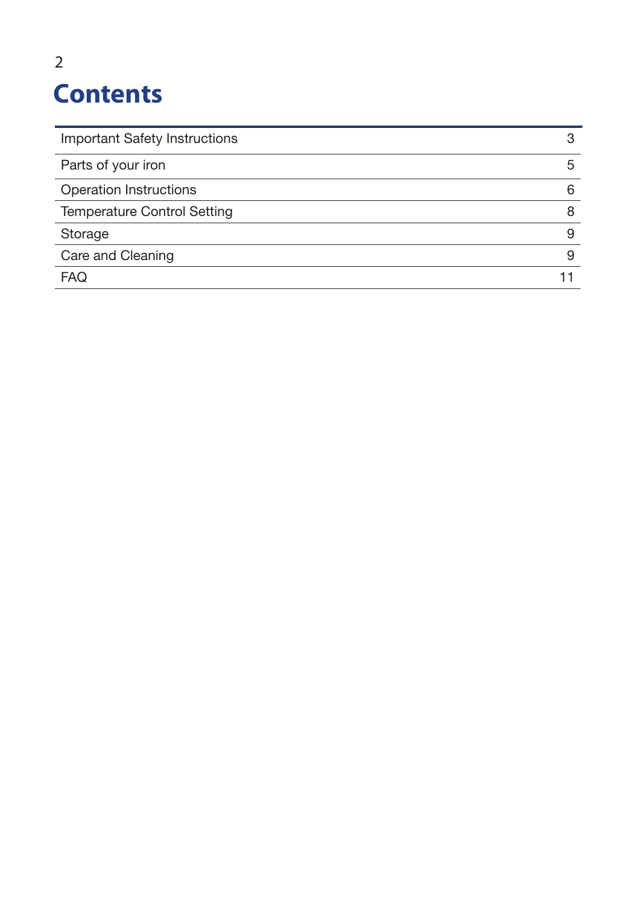# Contents

| | |
|---|---|
| Important Safety Instructions | 3 |
| Parts of your iron | 5 |
| Operation Instructions | 6 |
| Temperature Control Setting | 8 |
| Storage | 9 |
| Care and Cleaning | 9 |
| FAQ | 11 |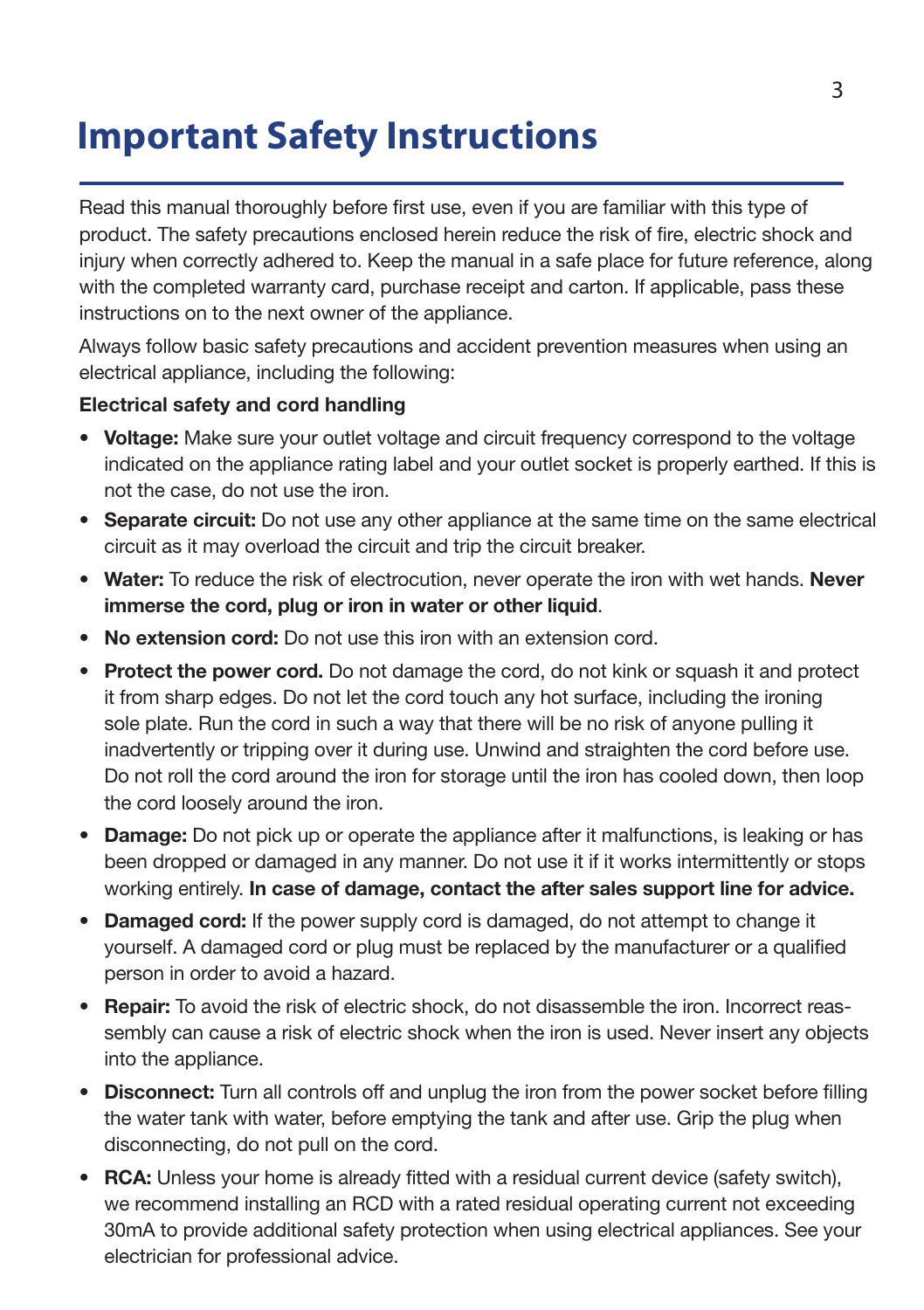# Important Safety Instructions

Read this manual thoroughly before first use, even if you are familiar with this type of product. The safety precautions enclosed herein reduce the risk of fire, electric shock and injury when correctly adhered to. Keep the manual in a safe place for future reference, along with the completed warranty card, purchase receipt and carton. If applicable, pass these instructions on to the next owner of the appliance.

Always follow basic safety precautions and accident prevention measures when using an electrical appliance, including the following:

**Electrical safety and cord handling**

- **Voltage:** Make sure your outlet voltage and circuit frequency correspond to the voltage indicated on the appliance rating label and your outlet socket is properly earthed. If this is not the case, do not use the iron.
- **Separate circuit:** Do not use any other appliance at the same time on the same electrical circuit as it may overload the circuit and trip the circuit breaker.
- **Water:** To reduce the risk of electrocution, never operate the iron with wet hands. **Never immerse the cord, plug or iron in water or other liquid**.
- **No extension cord:** Do not use this iron with an extension cord.
- **Protect the power cord.** Do not damage the cord, do not kink or squash it and protect it from sharp edges. Do not let the cord touch any hot surface, including the ironing sole plate. Run the cord in such a way that there will be no risk of anyone pulling it inadvertently or tripping over it during use. Unwind and straighten the cord before use. Do not roll the cord around the iron for storage until the iron has cooled down, then loop the cord loosely around the iron.
- **Damage:** Do not pick up or operate the appliance after it malfunctions, is leaking or has been dropped or damaged in any manner. Do not use it if it works intermittently or stops working entirely. **In case of damage, contact the after sales support line for advice.**
- **Damaged cord:** If the power supply cord is damaged, do not attempt to change it yourself. A damaged cord or plug must be replaced by the manufacturer or a qualified person in order to avoid a hazard.
- **Repair:** To avoid the risk of electric shock, do not disassemble the iron. Incorrect reassembly can cause a risk of electric shock when the iron is used. Never insert any objects into the appliance.
- **Disconnect:** Turn all controls off and unplug the iron from the power socket before filling the water tank with water, before emptying the tank and after use. Grip the plug when disconnecting, do not pull on the cord.
- **RCA:** Unless your home is already fitted with a residual current device (safety switch), we recommend installing an RCD with a rated residual operating current not exceeding 30mA to provide additional safety protection when using electrical appliances. See your electrician for professional advice.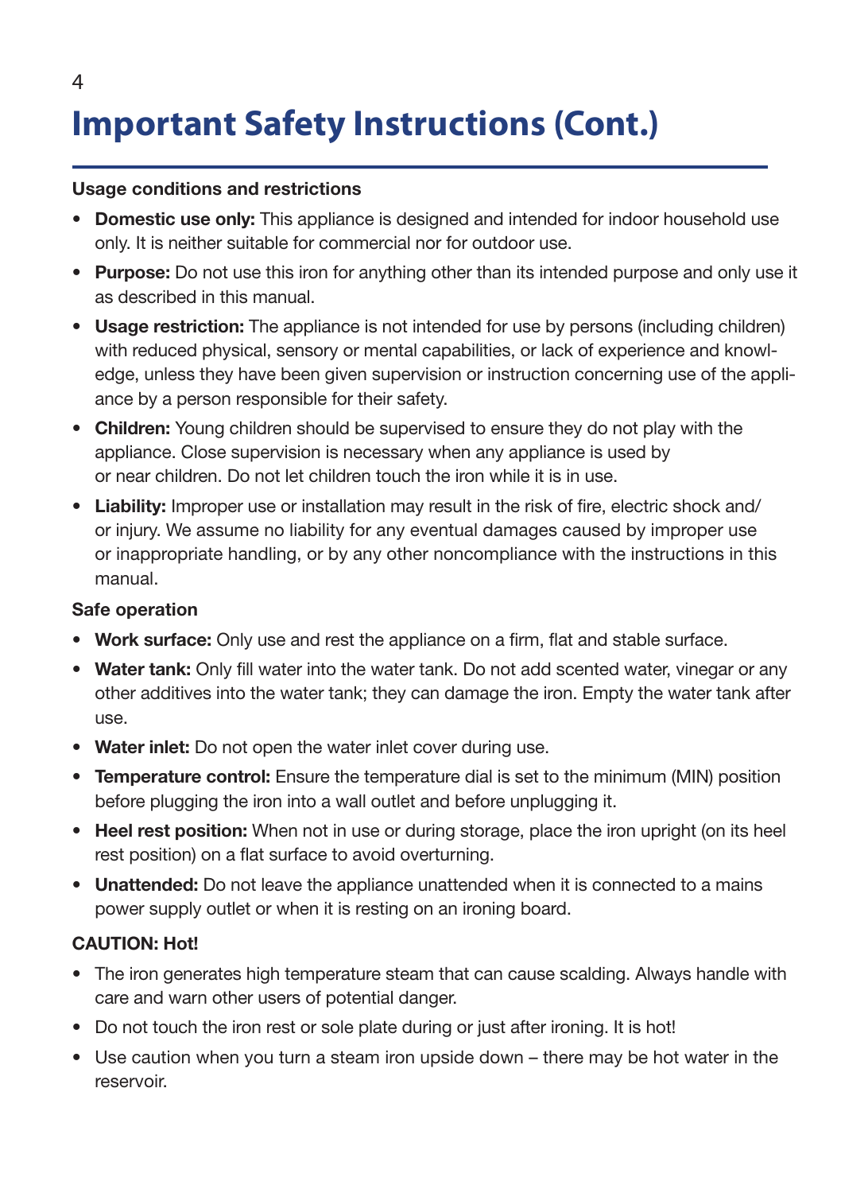# Important Safety Instructions (Cont.)

**Usage conditions and restrictions**

- **Domestic use only:** This appliance is designed and intended for indoor household use only. It is neither suitable for commercial nor for outdoor use.
- **Purpose:** Do not use this iron for anything other than its intended purpose and only use it as described in this manual.
- **Usage restriction:** The appliance is not intended for use by persons (including children) with reduced physical, sensory or mental capabilities, or lack of experience and knowledge, unless they have been given supervision or instruction concerning use of the appliance by a person responsible for their safety.
- **Children:** Young children should be supervised to ensure they do not play with the appliance. Close supervision is necessary when any appliance is used by or near children. Do not let children touch the iron while it is in use.
- **Liability:** Improper use or installation may result in the risk of fire, electric shock and/or injury. We assume no liability for any eventual damages caused by improper use or inappropriate handling, or by any other noncompliance with the instructions in this manual.

**Safe operation**

- **Work surface:** Only use and rest the appliance on a firm, flat and stable surface.
- **Water tank:** Only fill water into the water tank. Do not add scented water, vinegar or any other additives into the water tank; they can damage the iron. Empty the water tank after use.
- **Water inlet:** Do not open the water inlet cover during use.
- **Temperature control:** Ensure the temperature dial is set to the minimum (MIN) position before plugging the iron into a wall outlet and before unplugging it.
- **Heel rest position:** When not in use or during storage, place the iron upright (on its heel rest position) on a flat surface to avoid overturning.
- **Unattended:** Do not leave the appliance unattended when it is connected to a mains power supply outlet or when it is resting on an ironing board.

**CAUTION: Hot!**

- The iron generates high temperature steam that can cause scalding. Always handle with care and warn other users of potential danger.
- Do not touch the iron rest or sole plate during or just after ironing. It is hot!
- Use caution when you turn a steam iron upside down – there may be hot water in the reservoir.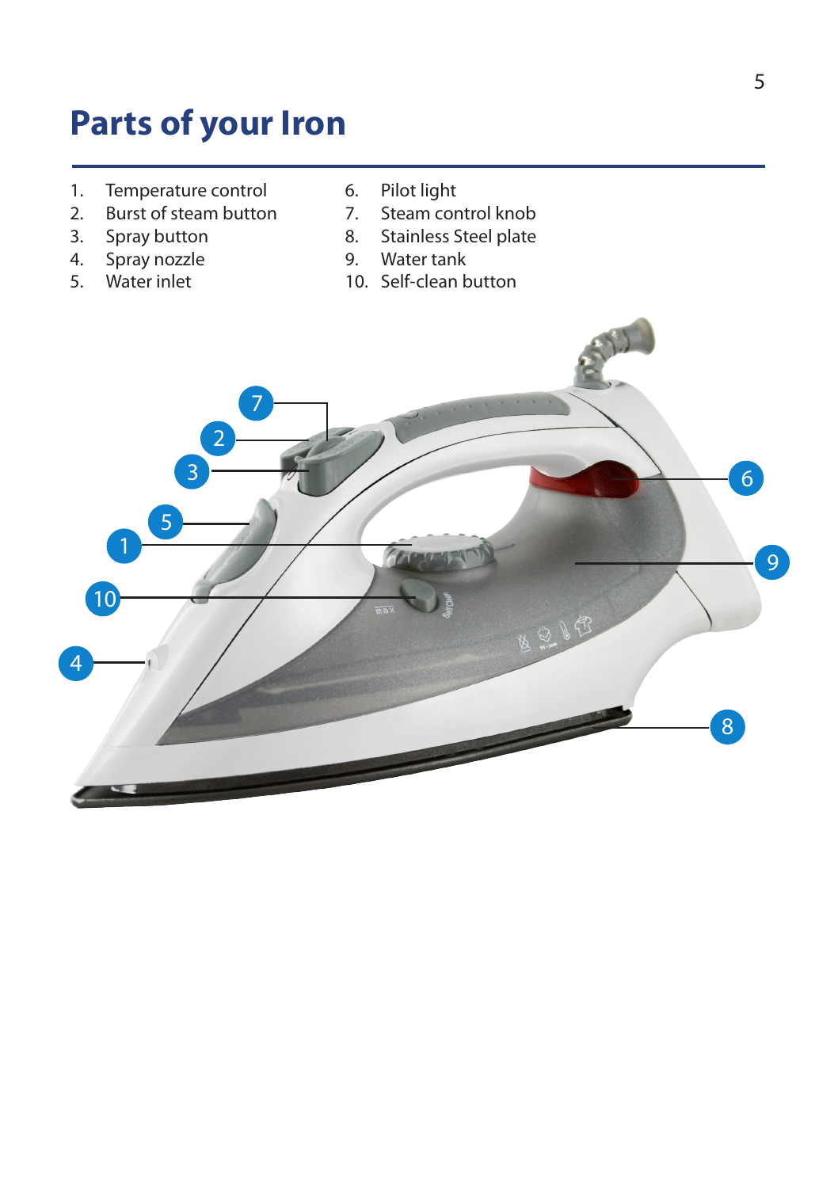# Parts of your Iron

1. Temperature control
2. Burst of steam button
3. Spray button
4. Spray nozzle
5. Water inlet
6. Pilot light
7. Steam control knob
8. Stainless Steel plate
9. Water tank
10. Self-clean button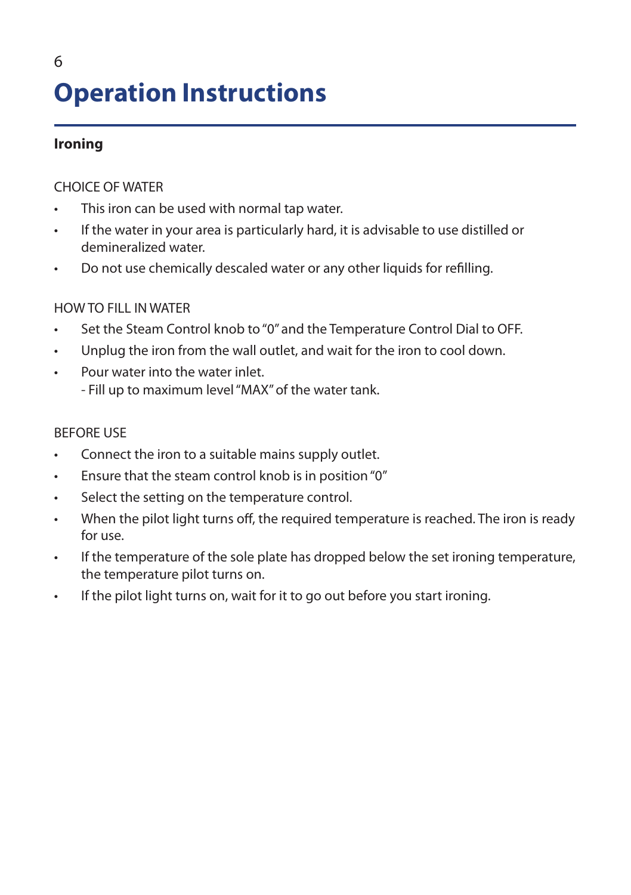# Operation Instructions

## Ironing

CHOICE OF WATER

- This iron can be used with normal tap water.
- If the water in your area is particularly hard, it is advisable to use distilled or demineralized water.
- Do not use chemically descaled water or any other liquids for refilling.

HOW TO FILL IN WATER

- Set the Steam Control knob to "0" and the Temperature Control Dial to OFF.
- Unplug the iron from the wall outlet, and wait for the iron to cool down.
- Pour water into the water inlet.
  - Fill up to maximum level "MAX" of the water tank.

BEFORE USE

- Connect the iron to a suitable mains supply outlet.
- Ensure that the steam control knob is in position "0"
- Select the setting on the temperature control.
- When the pilot light turns off, the required temperature is reached. The iron is ready for use.
- If the temperature of the sole plate has dropped below the set ironing temperature, the temperature pilot turns on.
- If the pilot light turns on, wait for it to go out before you start ironing.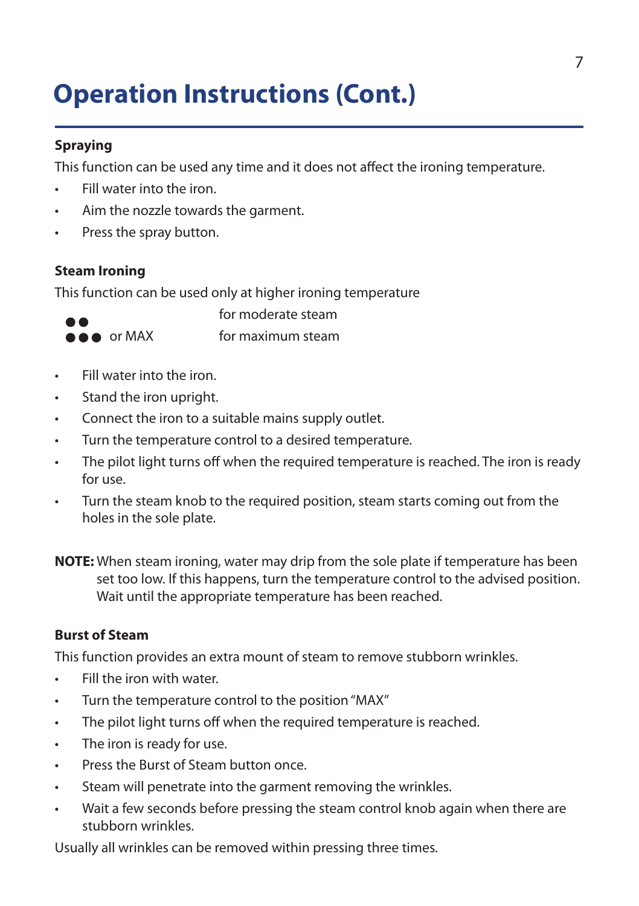# Operation Instructions (Cont.)

### Spraying

This function can be used any time and it does not affect the ironing temperature.

- Fill water into the iron.
- Aim the nozzle towards the garment.
- Press the spray button.

### Steam Ironing

This function can be used only at higher ironing temperature

| | |
|---|---|
| ●● | for moderate steam |
| ●●● or MAX | for maximum steam |

- Fill water into the iron.
- Stand the iron upright.
- Connect the iron to a suitable mains supply outlet.
- Turn the temperature control to a desired temperature.
- The pilot light turns off when the required temperature is reached. The iron is ready for use.
- Turn the steam knob to the required position, steam starts coming out from the holes in the sole plate.

**NOTE:** When steam ironing, water may drip from the sole plate if temperature has been set too low. If this happens, turn the temperature control to the advised position. Wait until the appropriate temperature has been reached.

### Burst of Steam

This function provides an extra mount of steam to remove stubborn wrinkles.

- Fill the iron with water.
- Turn the temperature control to the position "MAX"
- The pilot light turns off when the required temperature is reached.
- The iron is ready for use.
- Press the Burst of Steam button once.
- Steam will penetrate into the garment removing the wrinkles.
- Wait a few seconds before pressing the steam control knob again when there are stubborn wrinkles.

Usually all wrinkles can be removed within pressing three times.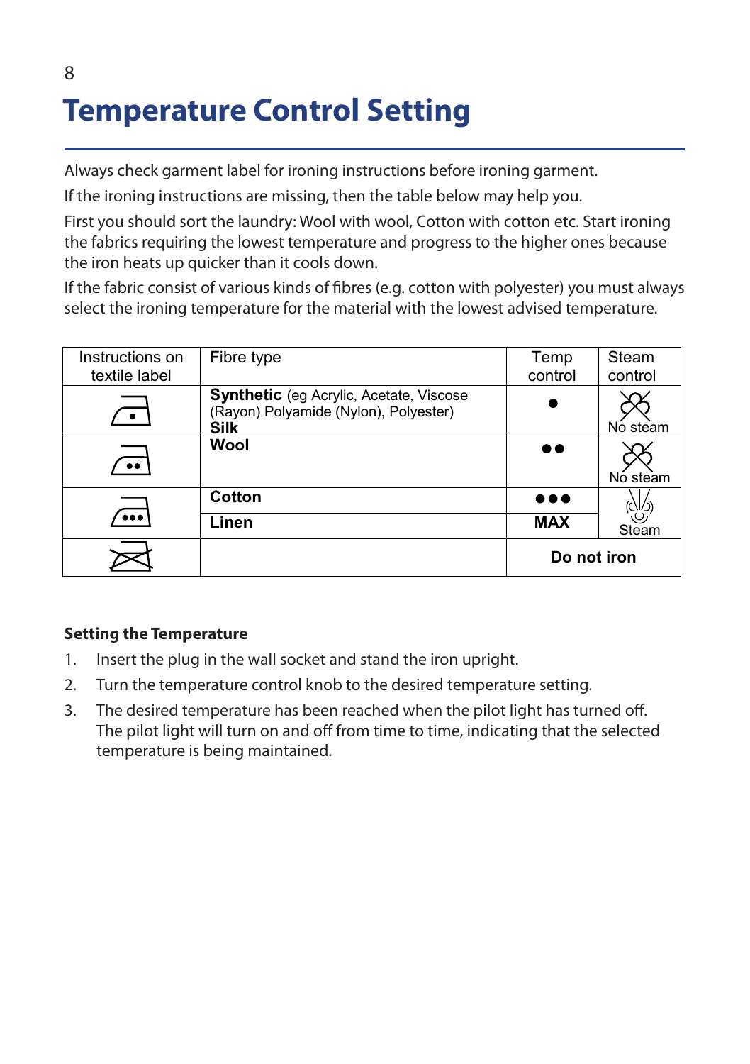# Temperature Control Setting

Always check garment label for ironing instructions before ironing garment.

If the ironing instructions are missing, then the table below may help you.

First you should sort the laundry: Wool with wool, Cotton with cotton etc. Start ironing the fabrics requiring the lowest temperature and progress to the higher ones because the iron heats up quicker than it cools down.

If the fabric consist of various kinds of fibres (e.g. cotton with polyester) you must always select the ironing temperature for the material with the lowest advised temperature.

| Instructions on textile label | Fibre type | Temp control | Steam control |
|---|---|---|---|
| Iron symbol with ● | **Synthetic** (eg Acrylic, Acetate, Viscose (Rayon) Polyamide (Nylon), Polyester) **Silk** | ● | No steam |
| Iron symbol with ●● | **Wool** | ●● | No steam |
| Iron symbol with ●●● | **Cotton** | ●●● | Steam |
| | **Linen** | **MAX** | |
| Crossed-out iron symbol | | **Do not iron** | |

**Setting the Temperature**

1. Insert the plug in the wall socket and stand the iron upright.
2. Turn the temperature control knob to the desired temperature setting.
3. The desired temperature has been reached when the pilot light has turned off. The pilot light will turn on and off from time to time, indicating that the selected temperature is being maintained.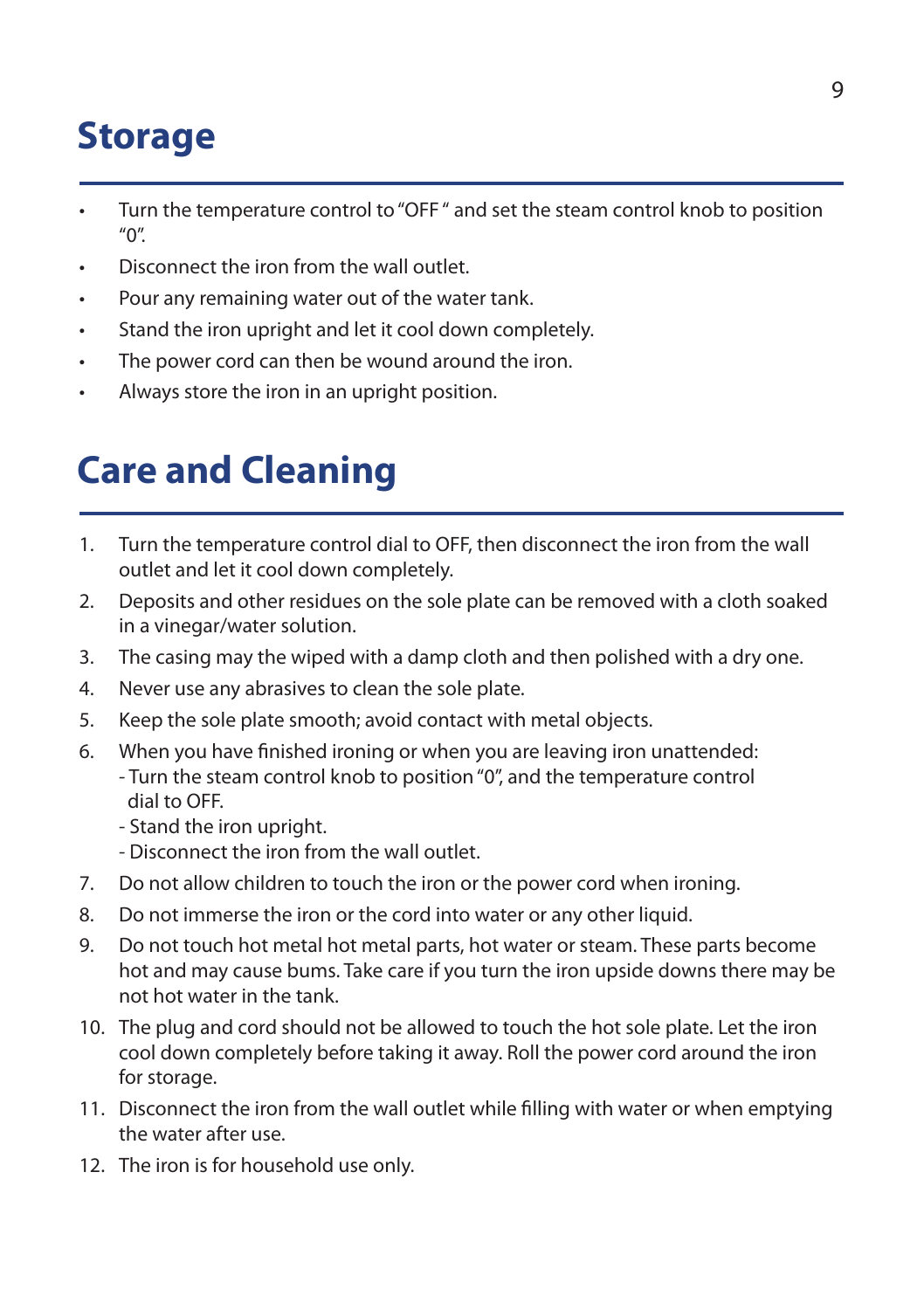# Storage

- Turn the temperature control to "OFF " and set the steam control knob to position "0".
- Disconnect the iron from the wall outlet.
- Pour any remaining water out of the water tank.
- Stand the iron upright and let it cool down completely.
- The power cord can then be wound around the iron.
- Always store the iron in an upright position.

# Care and Cleaning

1. Turn the temperature control dial to OFF, then disconnect the iron from the wall outlet and let it cool down completely.
2. Deposits and other residues on the sole plate can be removed with a cloth soaked in a vinegar/water solution.
3. The casing may the wiped with a damp cloth and then polished with a dry one.
4. Never use any abrasives to clean the sole plate.
5. Keep the sole plate smooth; avoid contact with metal objects.
6. When you have finished ironing or when you are leaving iron unattended:
   - Turn the steam control knob to position "0", and the temperature control dial to OFF.
   - Stand the iron upright.
   - Disconnect the iron from the wall outlet.
7. Do not allow children to touch the iron or the power cord when ironing.
8. Do not immerse the iron or the cord into water or any other liquid.
9. Do not touch hot metal hot metal parts, hot water or steam. These parts become hot and may cause bums. Take care if you turn the iron upside downs there may be not hot water in the tank.
10. The plug and cord should not be allowed to touch the hot sole plate. Let the iron cool down completely before taking it away. Roll the power cord around the iron for storage.
11. Disconnect the iron from the wall outlet while filling with water or when emptying the water after use.
12. The iron is for household use only.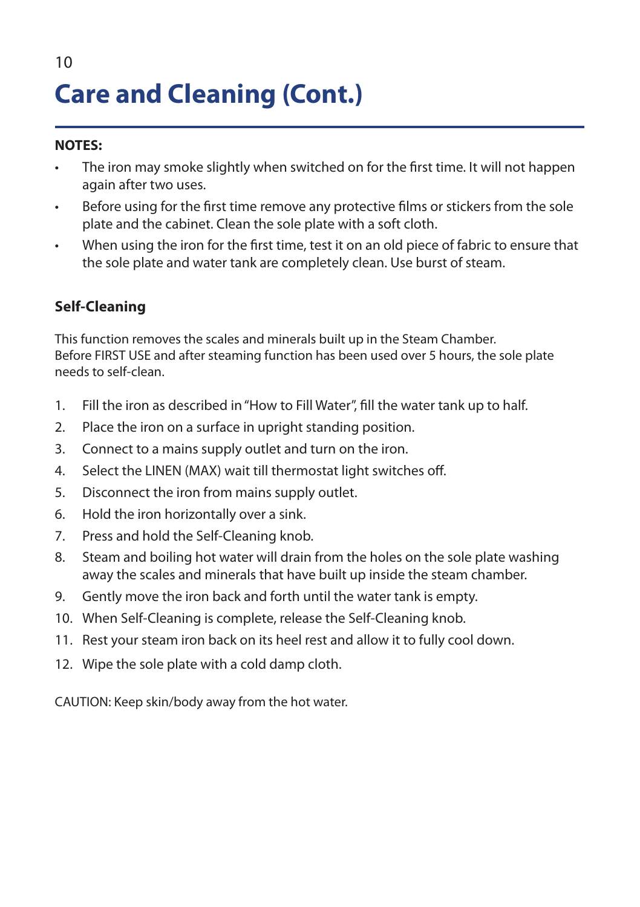# Care and Cleaning (Cont.)

**NOTES:**

- The iron may smoke slightly when switched on for the first time. It will not happen again after two uses.
- Before using for the first time remove any protective films or stickers from the sole plate and the cabinet. Clean the sole plate with a soft cloth.
- When using the iron for the first time, test it on an old piece of fabric to ensure that the sole plate and water tank are completely clean. Use burst of steam.

## Self-Cleaning

This function removes the scales and minerals built up in the Steam Chamber.
Before FIRST USE and after steaming function has been used over 5 hours, the sole plate needs to self-clean.

1. Fill the iron as described in "How to Fill Water", fill the water tank up to half.
2. Place the iron on a surface in upright standing position.
3. Connect to a mains supply outlet and turn on the iron.
4. Select the LINEN (MAX) wait till thermostat light switches off.
5. Disconnect the iron from mains supply outlet.
6. Hold the iron horizontally over a sink.
7. Press and hold the Self-Cleaning knob.
8. Steam and boiling hot water will drain from the holes on the sole plate washing away the scales and minerals that have built up inside the steam chamber.
9. Gently move the iron back and forth until the water tank is empty.
10. When Self-Cleaning is complete, release the Self-Cleaning knob.
11. Rest your steam iron back on its heel rest and allow it to fully cool down.
12. Wipe the sole plate with a cold damp cloth.

CAUTION: Keep skin/body away from the hot water.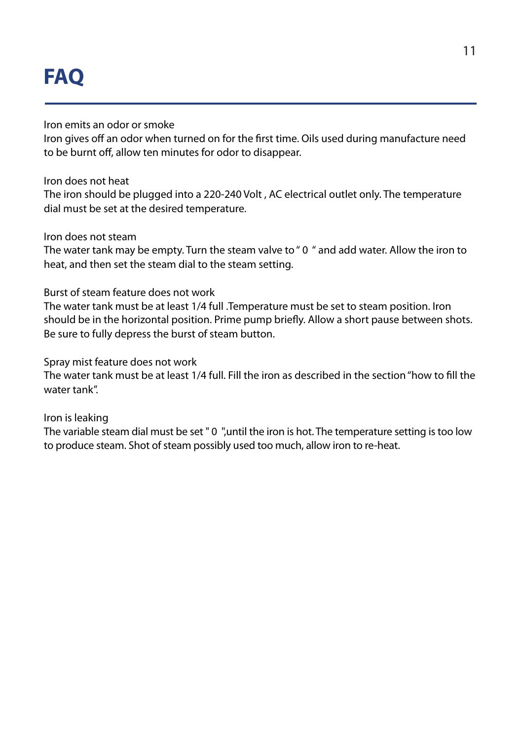# FAQ

Iron emits an odor or smoke
Iron gives off an odor when turned on for the first time. Oils used during manufacture need to be burnt off, allow ten minutes for odor to disappear.

Iron does not heat
The iron should be plugged into a 220-240 Volt , AC electrical outlet only. The temperature dial must be set at the desired temperature.

Iron does not steam
The water tank may be empty. Turn the steam valve to " 0 " and add water. Allow the iron to heat, and then set the steam dial to the steam setting.

Burst of steam feature does not work
The water tank must be at least 1/4 full .Temperature must be set to steam position. Iron should be in the horizontal position. Prime pump briefly. Allow a short pause between shots. Be sure to fully depress the burst of steam button.

Spray mist feature does not work
The water tank must be at least 1/4 full. Fill the iron as described in the section "how to fill the water tank".

Iron is leaking
The variable steam dial must be set " 0 ",until the iron is hot. The temperature setting is too low to produce steam. Shot of steam possibly used too much, allow iron to re-heat.